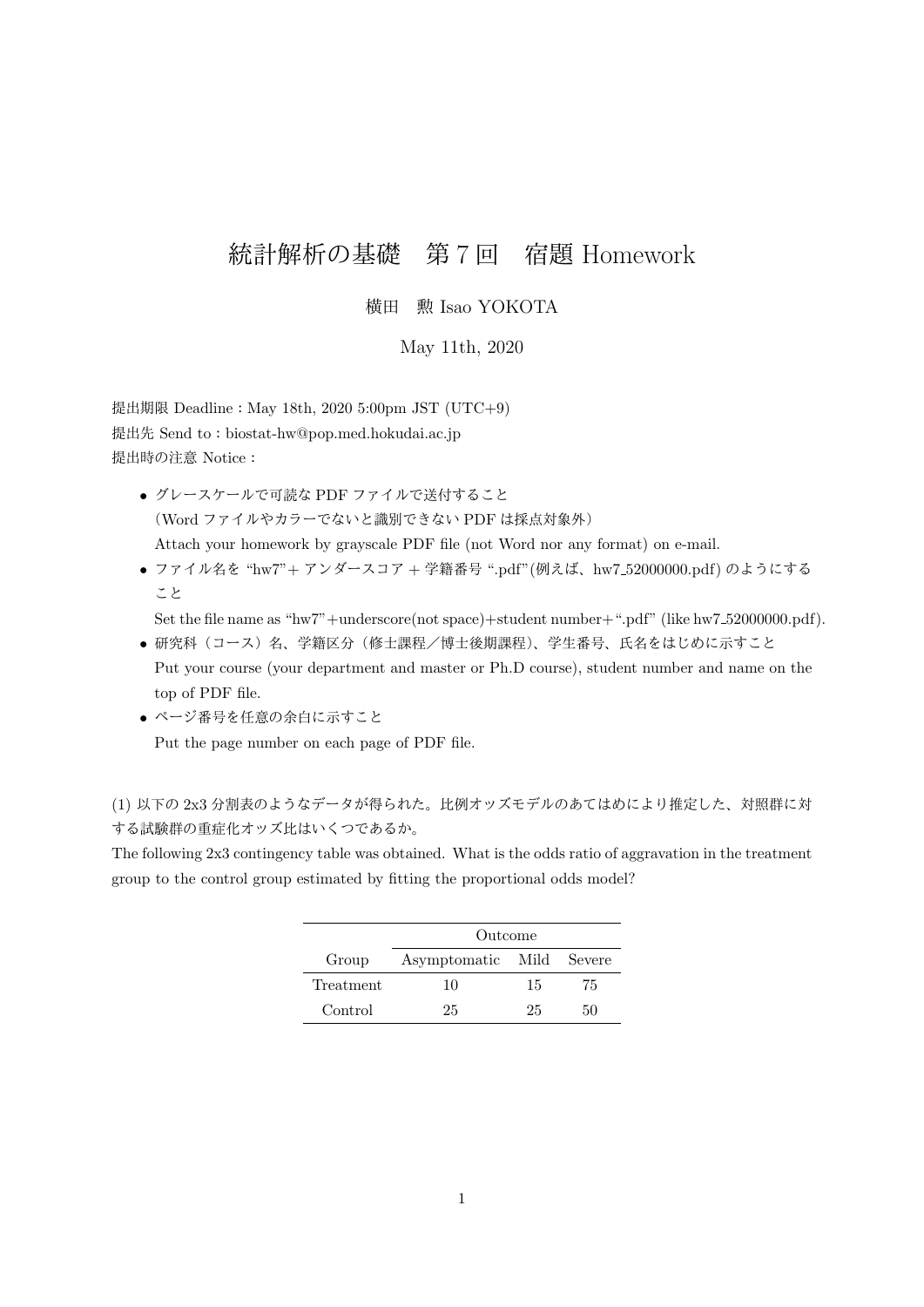# 統計解析の基礎　第 7 回　宿題 Homework

横田　勲 Isao YOKOTA

May 11th, 2020

提出期限 Deadline：May 18th, 2020 5:00pm JST (UTC+9)
提出先 Send to：biostat-hw@pop.med.hokudai.ac.jp
提出時の注意 Notice：

- グレースケールで可読な PDF ファイルで送付すること
  （Word ファイルやカラーでないと識別できない PDF は採点対象外）
  Attach your homework by grayscale PDF file (not Word nor any format) on e-mail.
- ファイル名を "hw7"+ アンダースコア + 学籍番号 ".pdf"(例えば、hw7_52000000.pdf) のようにすること
  Set the file name as "hw7"+underscore(not space)+student number+".pdf" (like hw7_52000000.pdf).
- 研究科（コース）名、学籍区分（修士課程／博士後期課程）、学生番号、氏名をはじめに示すこと
  Put your course (your department and master or Ph.D course), student number and name on the top of PDF file.
- ページ番号を任意の余白に示すこと
  Put the page number on each page of PDF file.

(1) 以下の 2x3 分割表のようなデータが得られた。比例オッズモデルのあてはめにより推定した、対照群に対する試験群の重症化オッズ比はいくつであるか。
The following 2x3 contingency table was obtained. What is the odds ratio of aggravation in the treatment group to the control group estimated by fitting the proportional odds model?

| | Outcome | | |
|---|---|---|---|
| Group | Asymptomatic | Mild | Severe |
| Treatment | 10 | 15 | 75 |
| Control | 25 | 25 | 50 |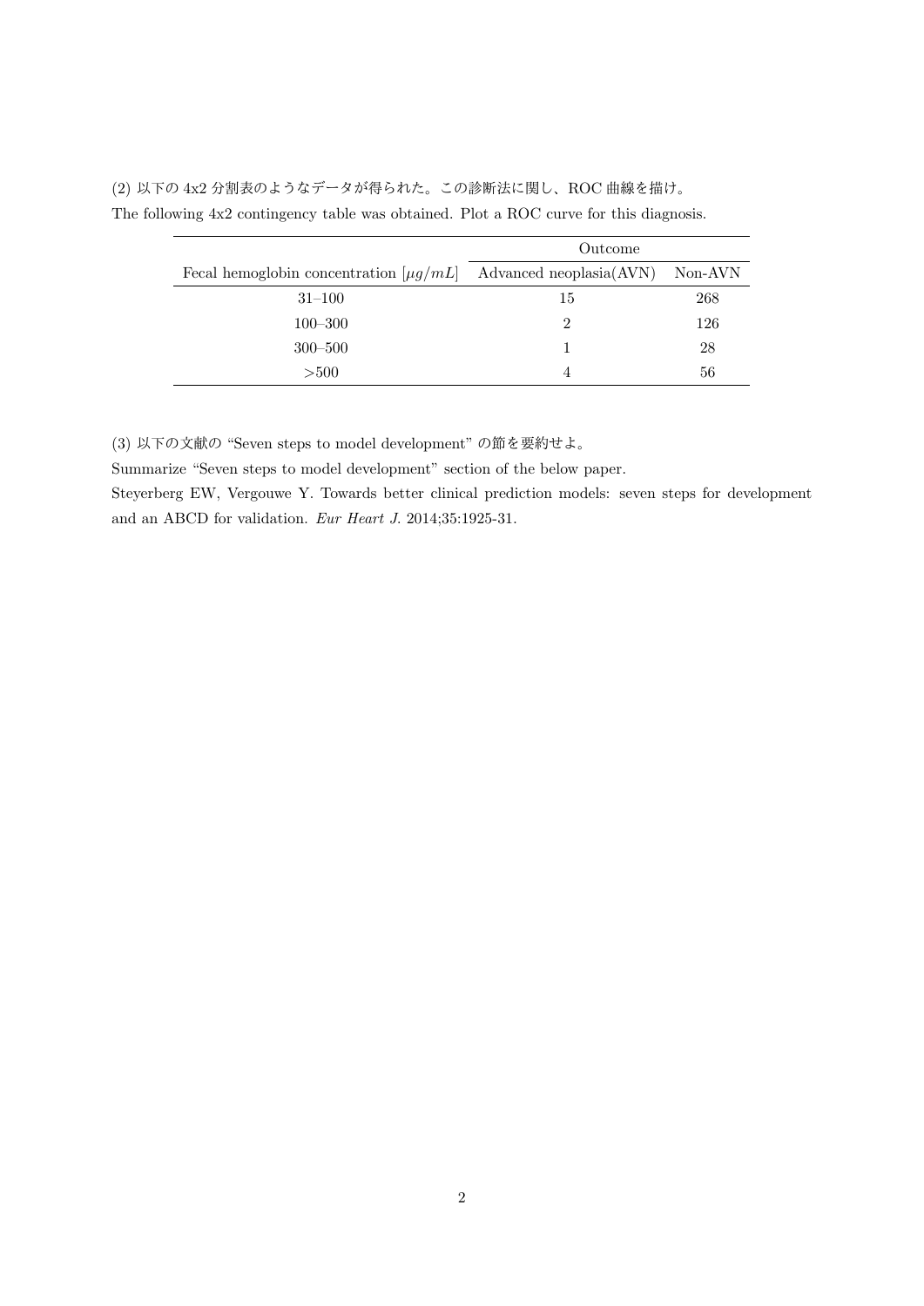(2) 以下の 4x2 分割表のようなデータが得られた。この診断法に関し、ROC 曲線を描け。

The following 4x2 contingency table was obtained. Plot a ROC curve for this diagnosis.

| | Outcome | |
|---|---|---|
| Fecal hemoglobin concentration [$\mu g/mL$] | Advanced neoplasia(AVN) | Non-AVN |
| 31–100 | 15 | 268 |
| 100–300 | 2 | 126 |
| 300–500 | 1 | 28 |
| >500 | 4 | 56 |

(3) 以下の文献の "Seven steps to model development" の節を要約せよ。

Summarize "Seven steps to model development" section of the below paper.

Steyerberg EW, Vergouwe Y. Towards better clinical prediction models: seven steps for development and an ABCD for validation. *Eur Heart J.* 2014;35:1925-31.